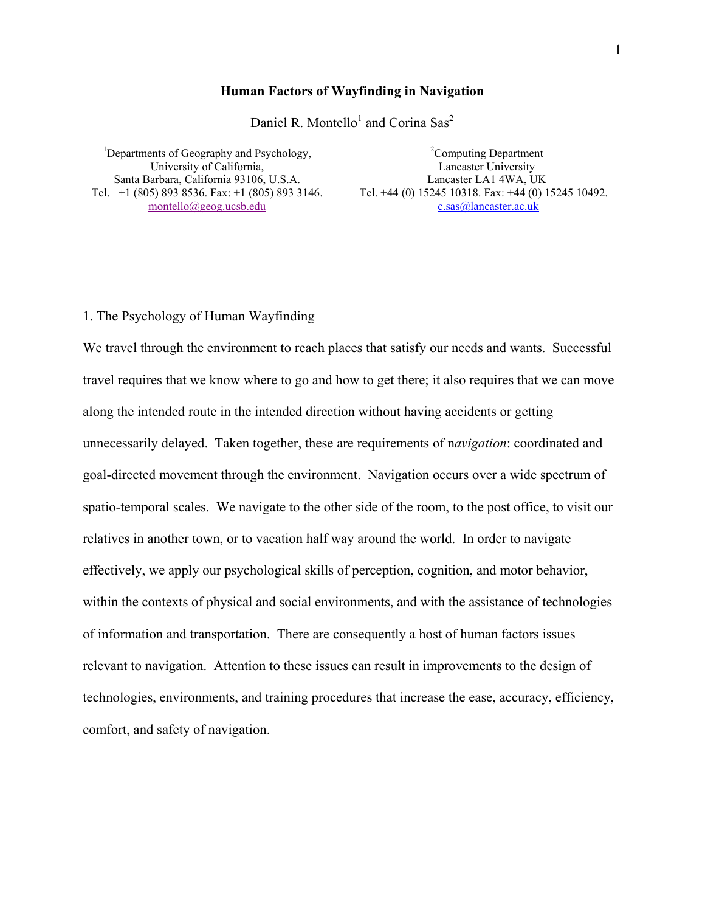# Human Factors of Wayfinding in Navigation

Daniel R. Montello[1] and Corina Sas[2]

[1]Departments of Geography and Psychology,
University of California,
Santa Barbara, California 93106, U.S.A.
Tel. +1 (805) 893 8536. Fax: +1 (805) 893 3146.
montello@geog.ucsb.edu

[2]Computing Department
Lancaster University
Lancaster LA1 4WA, UK
Tel. +44 (0) 15245 10318. Fax: +44 (0) 15245 10492.
c.sas@lancaster.ac.uk

## 1. The Psychology of Human Wayfinding

We travel through the environment to reach places that satisfy our needs and wants. Successful travel requires that we know where to go and how to get there; it also requires that we can move along the intended route in the intended direction without having accidents or getting unnecessarily delayed. Taken together, these are requirements of n*avigation*: coordinated and goal-directed movement through the environment. Navigation occurs over a wide spectrum of spatio-temporal scales. We navigate to the other side of the room, to the post office, to visit our relatives in another town, or to vacation half way around the world. In order to navigate effectively, we apply our psychological skills of perception, cognition, and motor behavior, within the contexts of physical and social environments, and with the assistance of technologies of information and transportation. There are consequently a host of human factors issues relevant to navigation. Attention to these issues can result in improvements to the design of technologies, environments, and training procedures that increase the ease, accuracy, efficiency, comfort, and safety of navigation.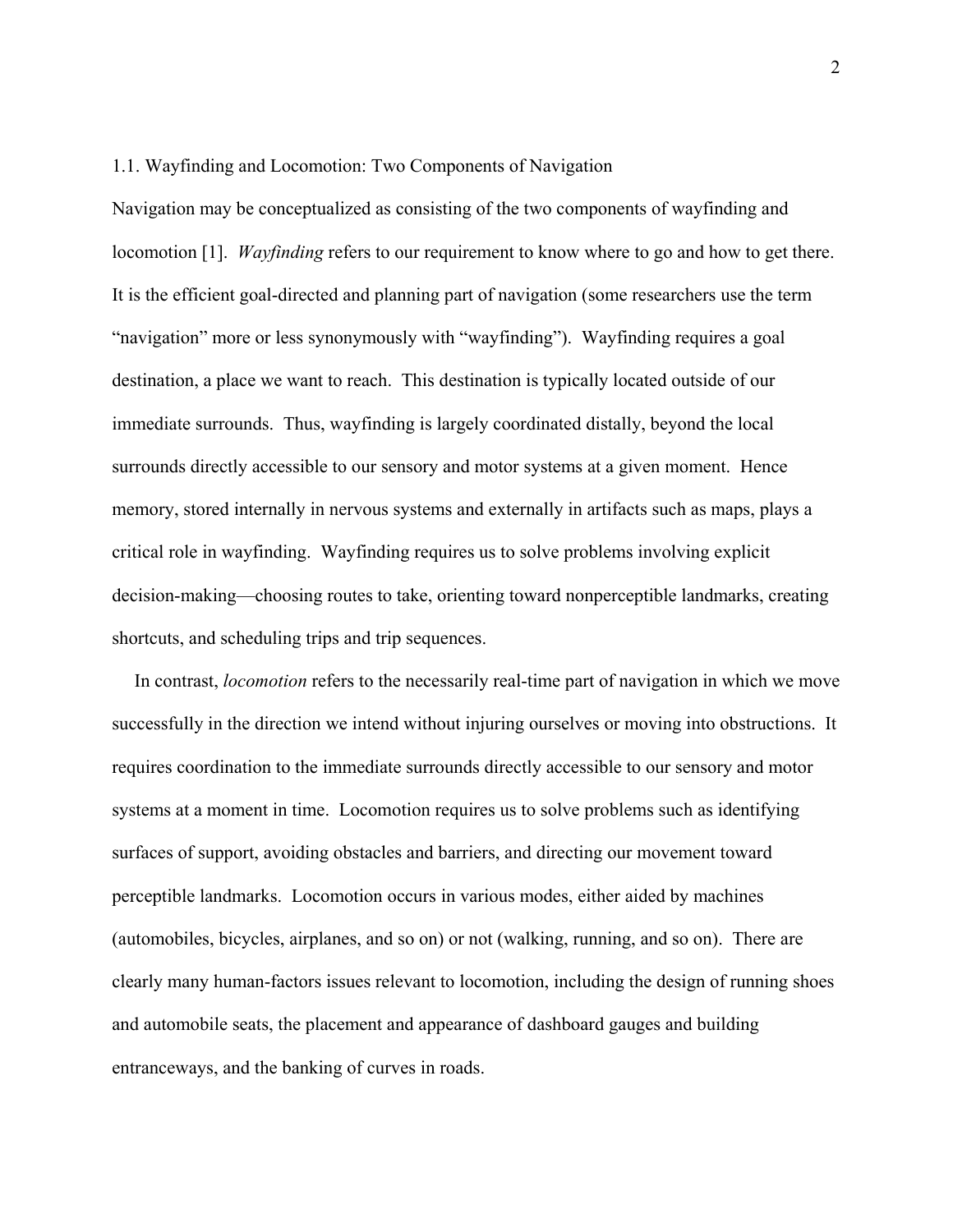### 1.1. Wayfinding and Locomotion: Two Components of Navigation

Navigation may be conceptualized as consisting of the two components of wayfinding and locomotion [1]. *Wayfinding* refers to our requirement to know where to go and how to get there. It is the efficient goal-directed and planning part of navigation (some researchers use the term "navigation" more or less synonymously with "wayfinding"). Wayfinding requires a goal destination, a place we want to reach. This destination is typically located outside of our immediate surrounds. Thus, wayfinding is largely coordinated distally, beyond the local surrounds directly accessible to our sensory and motor systems at a given moment. Hence memory, stored internally in nervous systems and externally in artifacts such as maps, plays a critical role in wayfinding. Wayfinding requires us to solve problems involving explicit decision-making—choosing routes to take, orienting toward nonperceptible landmarks, creating shortcuts, and scheduling trips and trip sequences.

In contrast, *locomotion* refers to the necessarily real-time part of navigation in which we move successfully in the direction we intend without injuring ourselves or moving into obstructions. It requires coordination to the immediate surrounds directly accessible to our sensory and motor systems at a moment in time. Locomotion requires us to solve problems such as identifying surfaces of support, avoiding obstacles and barriers, and directing our movement toward perceptible landmarks. Locomotion occurs in various modes, either aided by machines (automobiles, bicycles, airplanes, and so on) or not (walking, running, and so on). There are clearly many human-factors issues relevant to locomotion, including the design of running shoes and automobile seats, the placement and appearance of dashboard gauges and building entranceways, and the banking of curves in roads.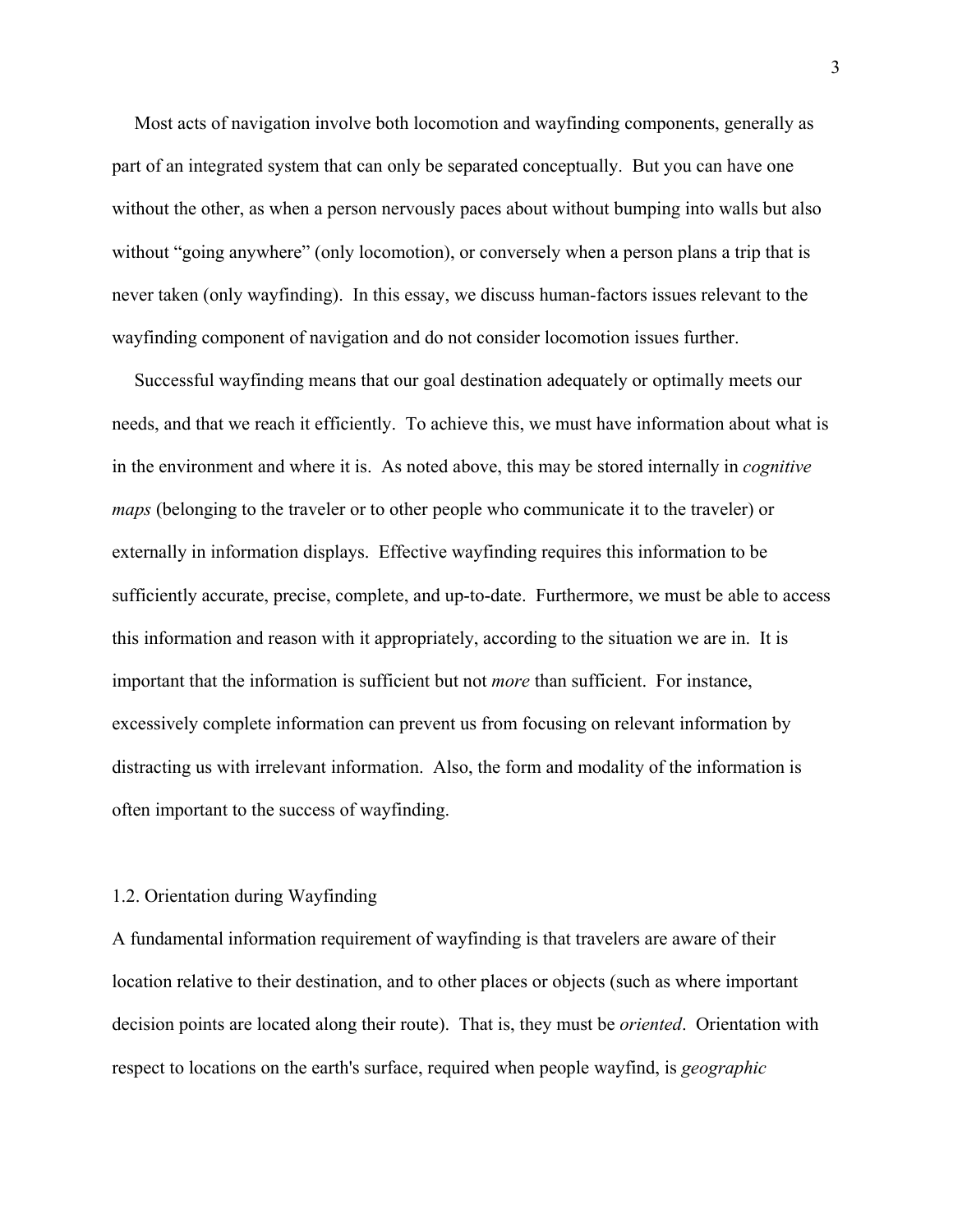Most acts of navigation involve both locomotion and wayfinding components, generally as part of an integrated system that can only be separated conceptually. But you can have one without the other, as when a person nervously paces about without bumping into walls but also without "going anywhere" (only locomotion), or conversely when a person plans a trip that is never taken (only wayfinding). In this essay, we discuss human-factors issues relevant to the wayfinding component of navigation and do not consider locomotion issues further.

Successful wayfinding means that our goal destination adequately or optimally meets our needs, and that we reach it efficiently. To achieve this, we must have information about what is in the environment and where it is. As noted above, this may be stored internally in *cognitive maps* (belonging to the traveler or to other people who communicate it to the traveler) or externally in information displays. Effective wayfinding requires this information to be sufficiently accurate, precise, complete, and up-to-date. Furthermore, we must be able to access this information and reason with it appropriately, according to the situation we are in. It is important that the information is sufficient but not *more* than sufficient. For instance, excessively complete information can prevent us from focusing on relevant information by distracting us with irrelevant information. Also, the form and modality of the information is often important to the success of wayfinding.

## 1.2. Orientation during Wayfinding

A fundamental information requirement of wayfinding is that travelers are aware of their location relative to their destination, and to other places or objects (such as where important decision points are located along their route). That is, they must be *oriented*. Orientation with respect to locations on the earth's surface, required when people wayfind, is *geographic*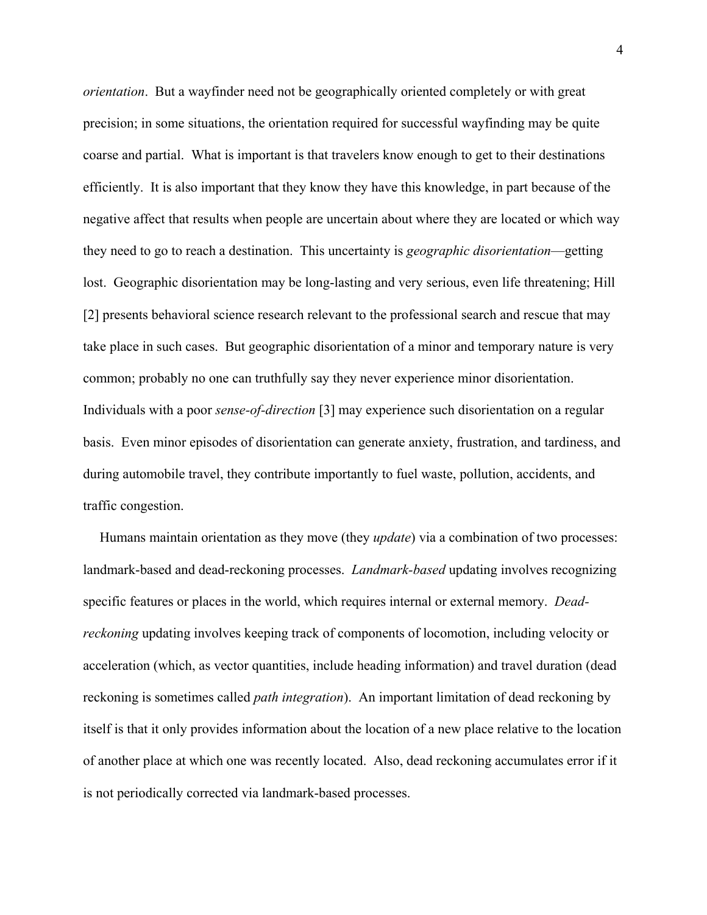*orientation*. But a wayfinder need not be geographically oriented completely or with great precision; in some situations, the orientation required for successful wayfinding may be quite coarse and partial. What is important is that travelers know enough to get to their destinations efficiently. It is also important that they know they have this knowledge, in part because of the negative affect that results when people are uncertain about where they are located or which way they need to go to reach a destination. This uncertainty is *geographic disorientation*—getting lost. Geographic disorientation may be long-lasting and very serious, even life threatening; Hill [2] presents behavioral science research relevant to the professional search and rescue that may take place in such cases. But geographic disorientation of a minor and temporary nature is very common; probably no one can truthfully say they never experience minor disorientation. Individuals with a poor *sense-of-direction* [3] may experience such disorientation on a regular basis. Even minor episodes of disorientation can generate anxiety, frustration, and tardiness, and during automobile travel, they contribute importantly to fuel waste, pollution, accidents, and traffic congestion.

Humans maintain orientation as they move (they *update*) via a combination of two processes: landmark-based and dead-reckoning processes. *Landmark-based* updating involves recognizing specific features or places in the world, which requires internal or external memory. *Dead-reckoning* updating involves keeping track of components of locomotion, including velocity or acceleration (which, as vector quantities, include heading information) and travel duration (dead reckoning is sometimes called *path integration*). An important limitation of dead reckoning by itself is that it only provides information about the location of a new place relative to the location of another place at which one was recently located. Also, dead reckoning accumulates error if it is not periodically corrected via landmark-based processes.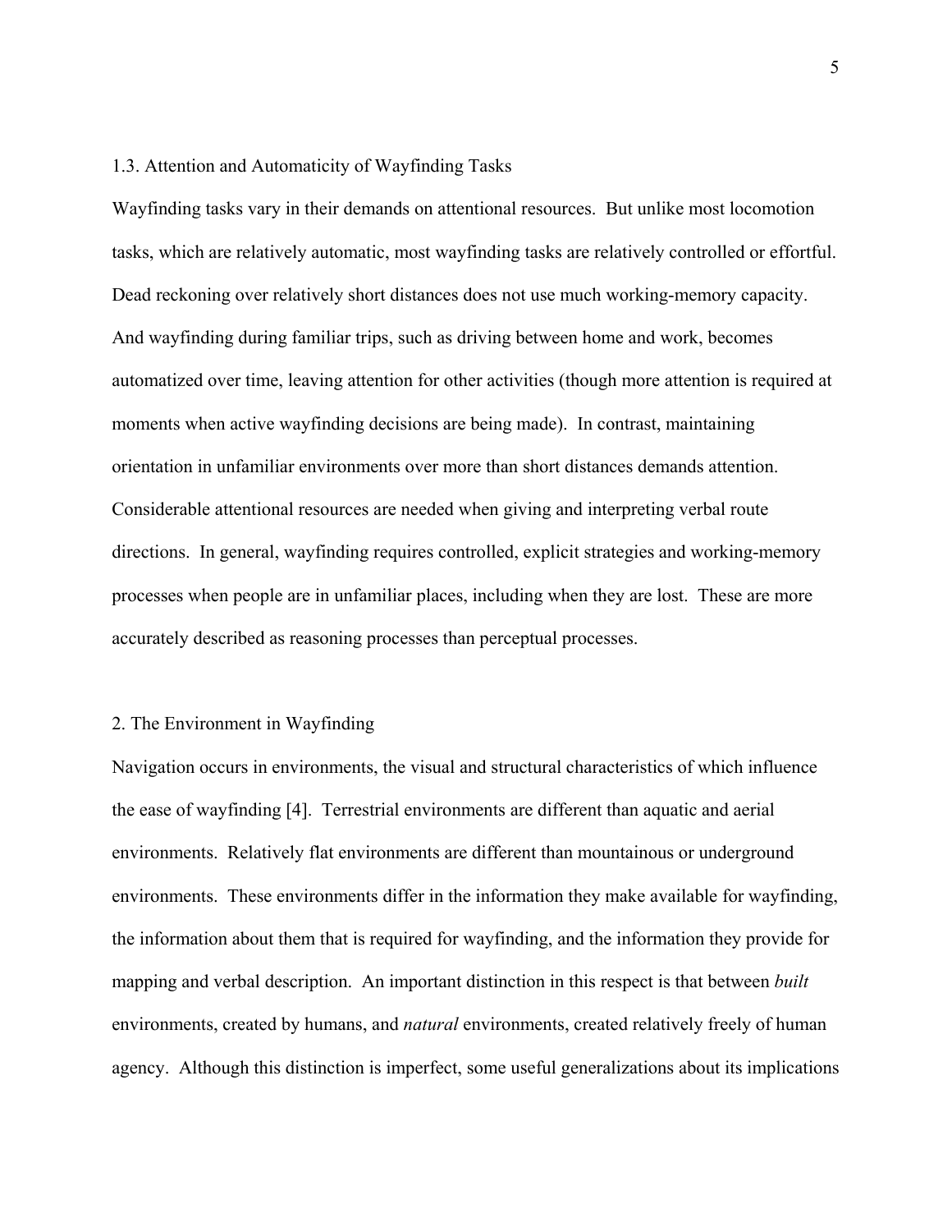### 1.3. Attention and Automaticity of Wayfinding Tasks

Wayfinding tasks vary in their demands on attentional resources. But unlike most locomotion tasks, which are relatively automatic, most wayfinding tasks are relatively controlled or effortful. Dead reckoning over relatively short distances does not use much working-memory capacity. And wayfinding during familiar trips, such as driving between home and work, becomes automatized over time, leaving attention for other activities (though more attention is required at moments when active wayfinding decisions are being made). In contrast, maintaining orientation in unfamiliar environments over more than short distances demands attention. Considerable attentional resources are needed when giving and interpreting verbal route directions. In general, wayfinding requires controlled, explicit strategies and working-memory processes when people are in unfamiliar places, including when they are lost. These are more accurately described as reasoning processes than perceptual processes.

## 2. The Environment in Wayfinding

Navigation occurs in environments, the visual and structural characteristics of which influence the ease of wayfinding [4]. Terrestrial environments are different than aquatic and aerial environments. Relatively flat environments are different than mountainous or underground environments. These environments differ in the information they make available for wayfinding, the information about them that is required for wayfinding, and the information they provide for mapping and verbal description. An important distinction in this respect is that between *built* environments, created by humans, and *natural* environments, created relatively freely of human agency. Although this distinction is imperfect, some useful generalizations about its implications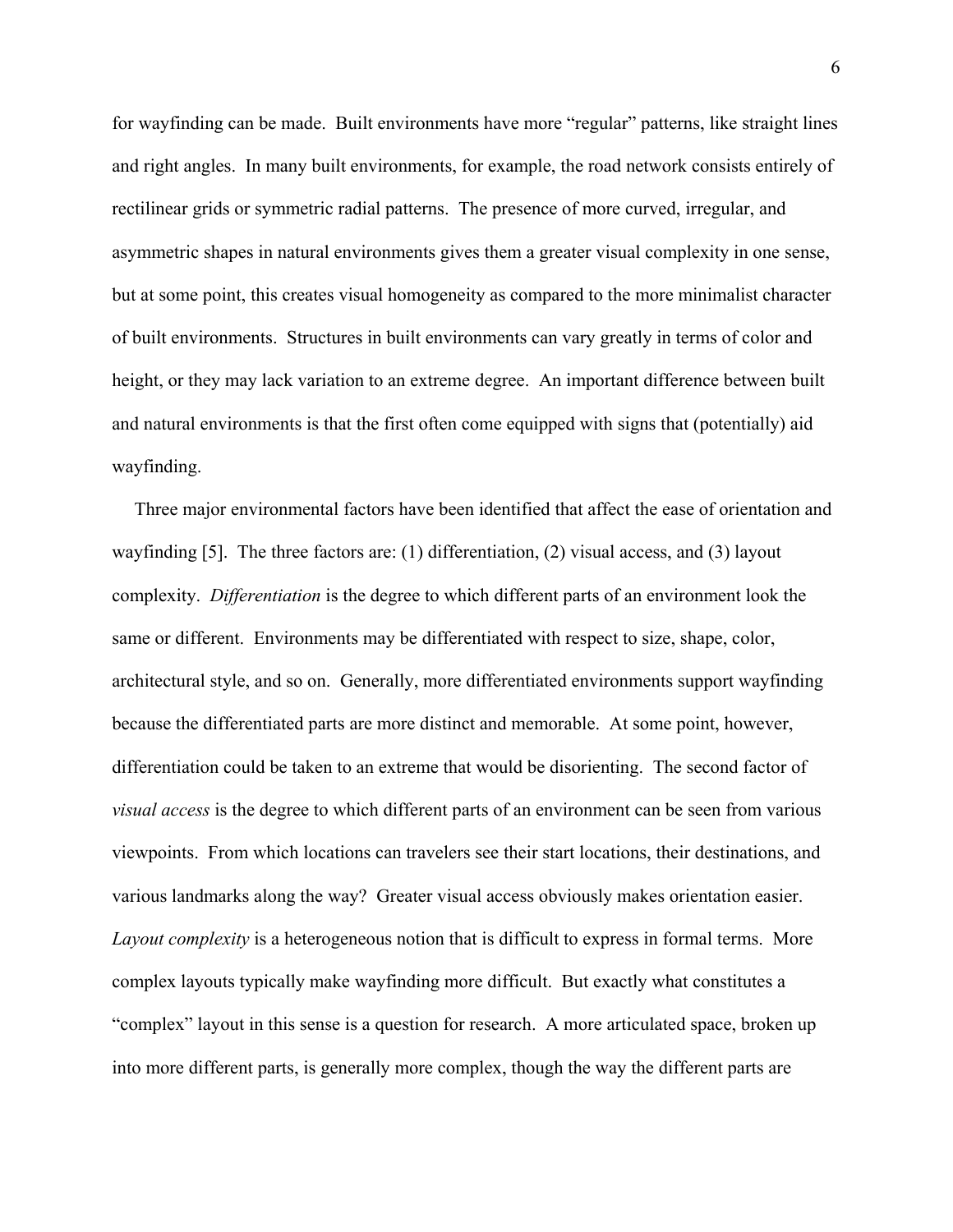for wayfinding can be made. Built environments have more "regular" patterns, like straight lines and right angles. In many built environments, for example, the road network consists entirely of rectilinear grids or symmetric radial patterns. The presence of more curved, irregular, and asymmetric shapes in natural environments gives them a greater visual complexity in one sense, but at some point, this creates visual homogeneity as compared to the more minimalist character of built environments. Structures in built environments can vary greatly in terms of color and height, or they may lack variation to an extreme degree. An important difference between built and natural environments is that the first often come equipped with signs that (potentially) aid wayfinding.

Three major environmental factors have been identified that affect the ease of orientation and wayfinding [5]. The three factors are: (1) differentiation, (2) visual access, and (3) layout complexity. *Differentiation* is the degree to which different parts of an environment look the same or different. Environments may be differentiated with respect to size, shape, color, architectural style, and so on. Generally, more differentiated environments support wayfinding because the differentiated parts are more distinct and memorable. At some point, however, differentiation could be taken to an extreme that would be disorienting. The second factor of *visual access* is the degree to which different parts of an environment can be seen from various viewpoints. From which locations can travelers see their start locations, their destinations, and various landmarks along the way? Greater visual access obviously makes orientation easier. *Layout complexity* is a heterogeneous notion that is difficult to express in formal terms. More complex layouts typically make wayfinding more difficult. But exactly what constitutes a "complex" layout in this sense is a question for research. A more articulated space, broken up into more different parts, is generally more complex, though the way the different parts are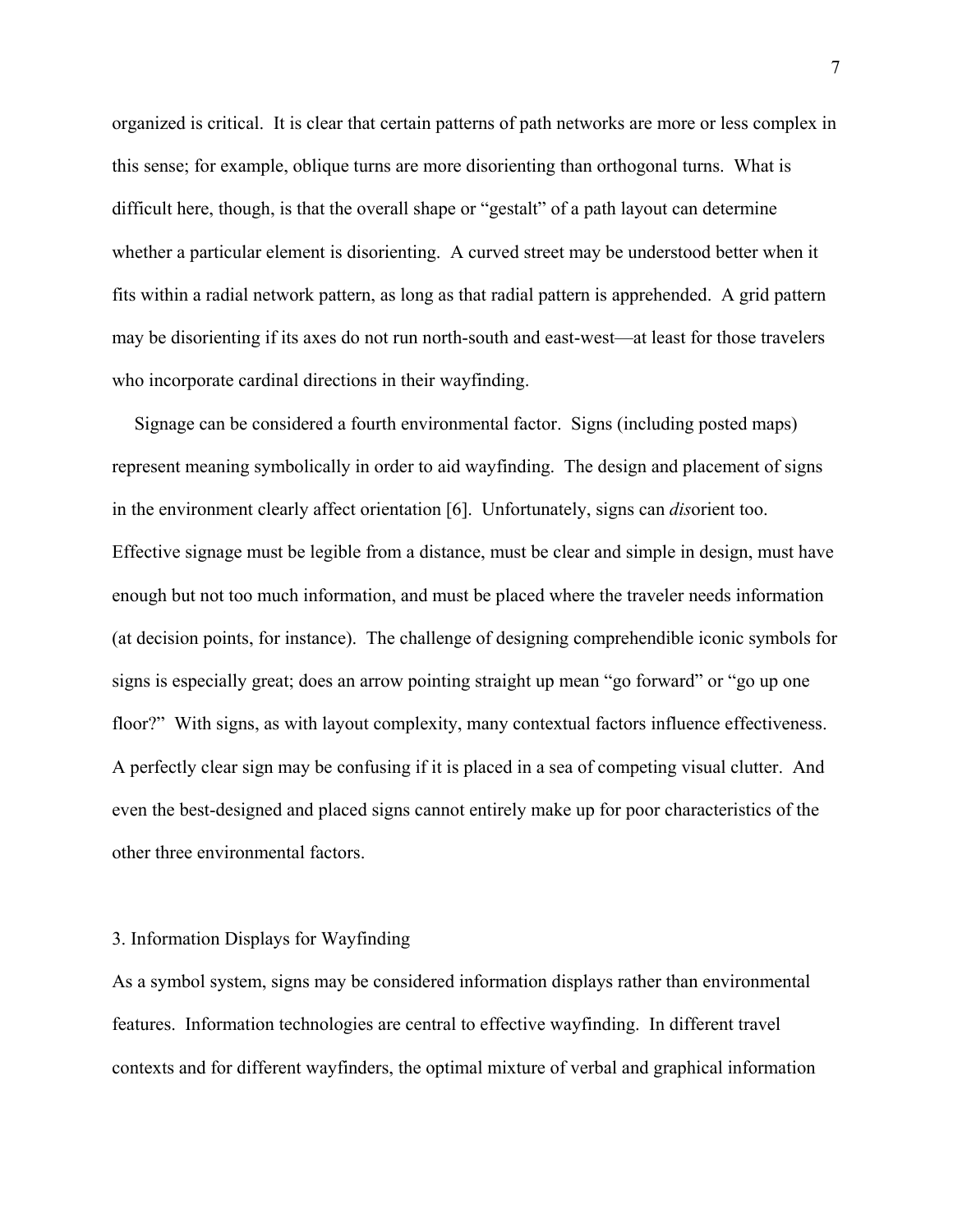organized is critical. It is clear that certain patterns of path networks are more or less complex in this sense; for example, oblique turns are more disorienting than orthogonal turns. What is difficult here, though, is that the overall shape or "gestalt" of a path layout can determine whether a particular element is disorienting. A curved street may be understood better when it fits within a radial network pattern, as long as that radial pattern is apprehended. A grid pattern may be disorienting if its axes do not run north-south and east-west—at least for those travelers who incorporate cardinal directions in their wayfinding.

Signage can be considered a fourth environmental factor. Signs (including posted maps) represent meaning symbolically in order to aid wayfinding. The design and placement of signs in the environment clearly affect orientation [6]. Unfortunately, signs can *dis*orient too. Effective signage must be legible from a distance, must be clear and simple in design, must have enough but not too much information, and must be placed where the traveler needs information (at decision points, for instance). The challenge of designing comprehendible iconic symbols for signs is especially great; does an arrow pointing straight up mean "go forward" or "go up one floor?" With signs, as with layout complexity, many contextual factors influence effectiveness. A perfectly clear sign may be confusing if it is placed in a sea of competing visual clutter. And even the best-designed and placed signs cannot entirely make up for poor characteristics of the other three environmental factors.

## 3. Information Displays for Wayfinding

As a symbol system, signs may be considered information displays rather than environmental features. Information technologies are central to effective wayfinding. In different travel contexts and for different wayfinders, the optimal mixture of verbal and graphical information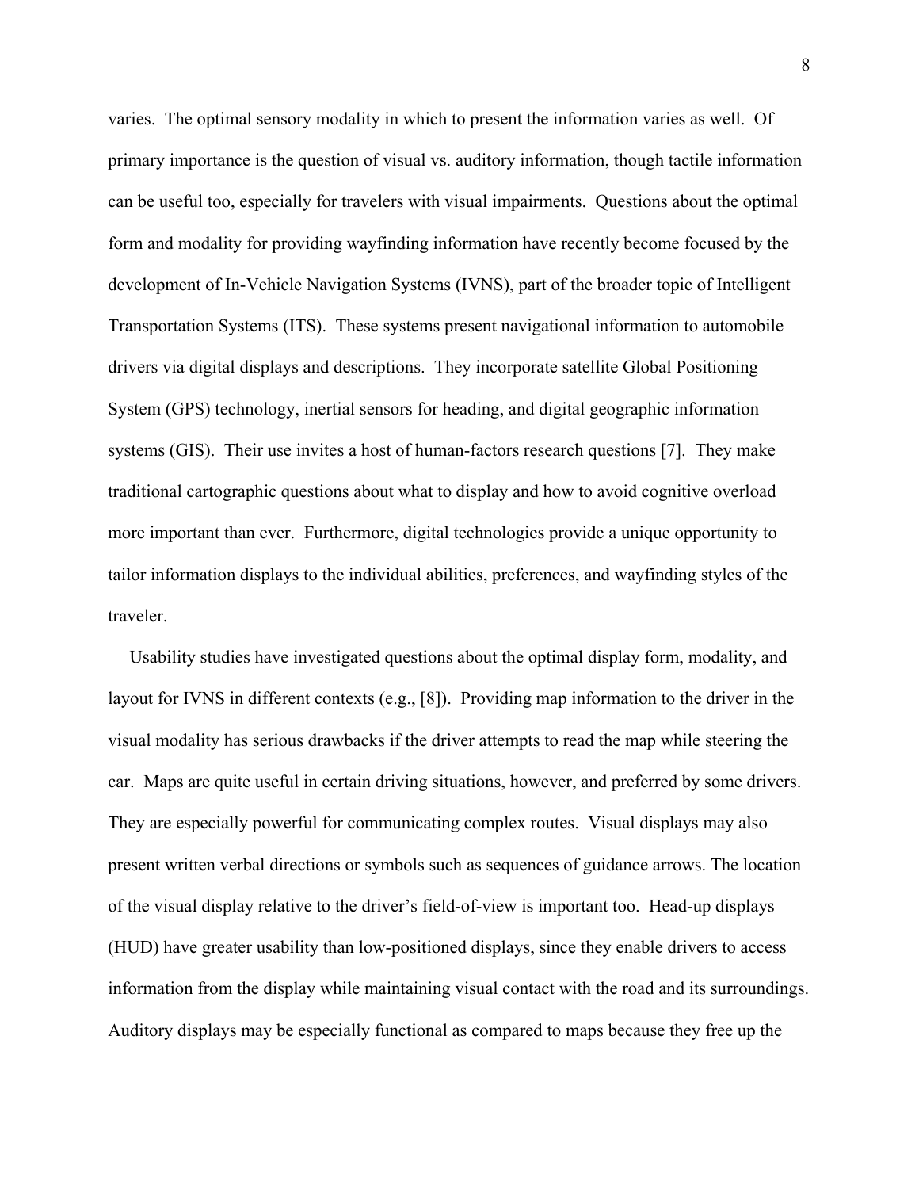varies. The optimal sensory modality in which to present the information varies as well. Of primary importance is the question of visual vs. auditory information, though tactile information can be useful too, especially for travelers with visual impairments. Questions about the optimal form and modality for providing wayfinding information have recently become focused by the development of In-Vehicle Navigation Systems (IVNS), part of the broader topic of Intelligent Transportation Systems (ITS). These systems present navigational information to automobile drivers via digital displays and descriptions. They incorporate satellite Global Positioning System (GPS) technology, inertial sensors for heading, and digital geographic information systems (GIS). Their use invites a host of human-factors research questions [7]. They make traditional cartographic questions about what to display and how to avoid cognitive overload more important than ever. Furthermore, digital technologies provide a unique opportunity to tailor information displays to the individual abilities, preferences, and wayfinding styles of the traveler.

Usability studies have investigated questions about the optimal display form, modality, and layout for IVNS in different contexts (e.g., [8]). Providing map information to the driver in the visual modality has serious drawbacks if the driver attempts to read the map while steering the car. Maps are quite useful in certain driving situations, however, and preferred by some drivers. They are especially powerful for communicating complex routes. Visual displays may also present written verbal directions or symbols such as sequences of guidance arrows. The location of the visual display relative to the driver's field-of-view is important too. Head-up displays (HUD) have greater usability than low-positioned displays, since they enable drivers to access information from the display while maintaining visual contact with the road and its surroundings. Auditory displays may be especially functional as compared to maps because they free up the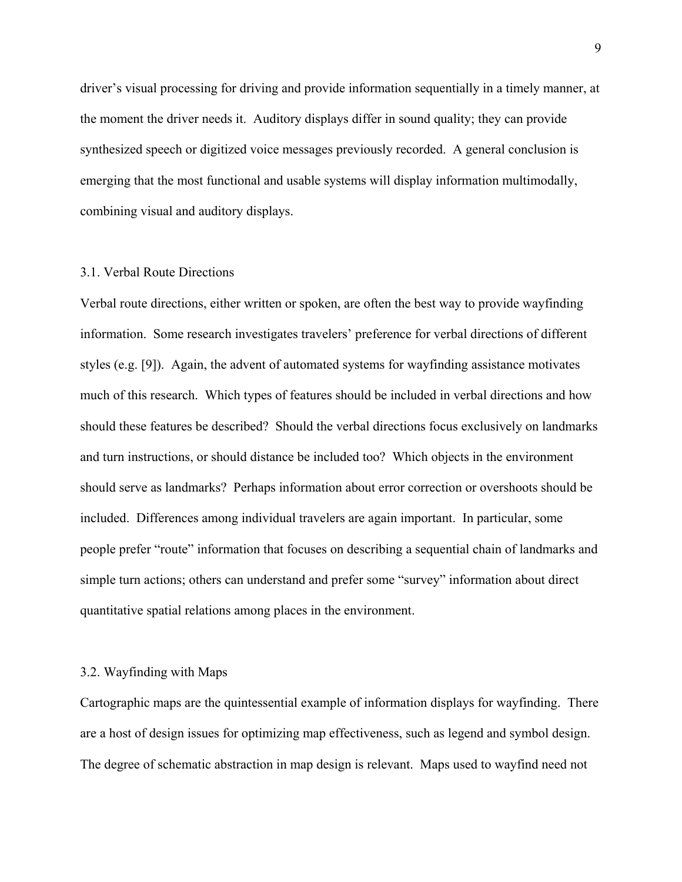driver's visual processing for driving and provide information sequentially in a timely manner, at the moment the driver needs it. Auditory displays differ in sound quality; they can provide synthesized speech or digitized voice messages previously recorded. A general conclusion is emerging that the most functional and usable systems will display information multimodally, combining visual and auditory displays.

### 3.1. Verbal Route Directions

Verbal route directions, either written or spoken, are often the best way to provide wayfinding information. Some research investigates travelers' preference for verbal directions of different styles (e.g. [9]). Again, the advent of automated systems for wayfinding assistance motivates much of this research. Which types of features should be included in verbal directions and how should these features be described? Should the verbal directions focus exclusively on landmarks and turn instructions, or should distance be included too? Which objects in the environment should serve as landmarks? Perhaps information about error correction or overshoots should be included. Differences among individual travelers are again important. In particular, some people prefer "route" information that focuses on describing a sequential chain of landmarks and simple turn actions; others can understand and prefer some "survey" information about direct quantitative spatial relations among places in the environment.

### 3.2. Wayfinding with Maps

Cartographic maps are the quintessential example of information displays for wayfinding. There are a host of design issues for optimizing map effectiveness, such as legend and symbol design. The degree of schematic abstraction in map design is relevant. Maps used to wayfind need not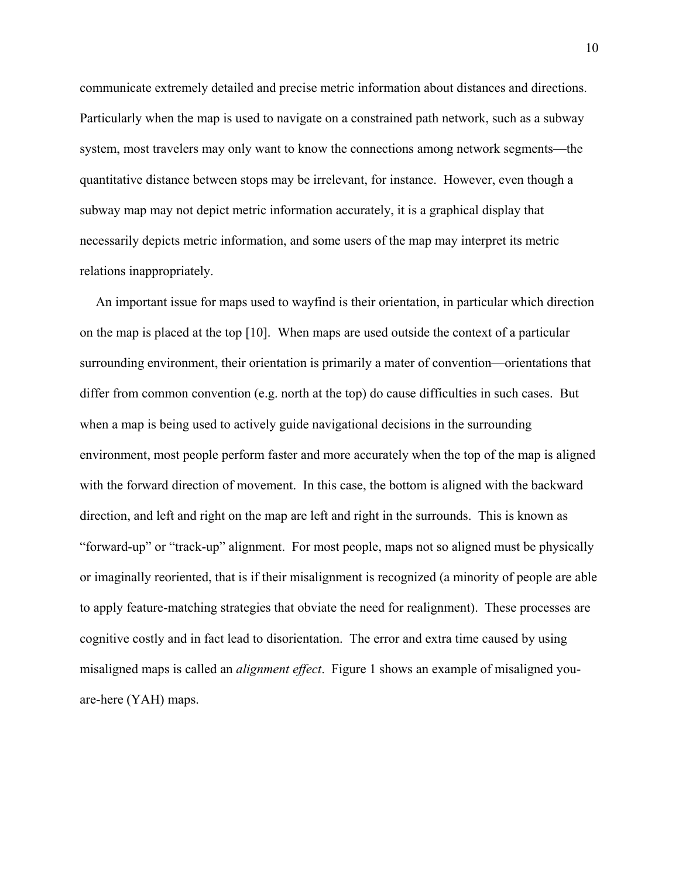communicate extremely detailed and precise metric information about distances and directions. Particularly when the map is used to navigate on a constrained path network, such as a subway system, most travelers may only want to know the connections among network segments—the quantitative distance between stops may be irrelevant, for instance. However, even though a subway map may not depict metric information accurately, it is a graphical display that necessarily depicts metric information, and some users of the map may interpret its metric relations inappropriately.

An important issue for maps used to wayfind is their orientation, in particular which direction on the map is placed at the top [10]. When maps are used outside the context of a particular surrounding environment, their orientation is primarily a mater of convention—orientations that differ from common convention (e.g. north at the top) do cause difficulties in such cases. But when a map is being used to actively guide navigational decisions in the surrounding environment, most people perform faster and more accurately when the top of the map is aligned with the forward direction of movement. In this case, the bottom is aligned with the backward direction, and left and right on the map are left and right in the surrounds. This is known as "forward-up" or "track-up" alignment. For most people, maps not so aligned must be physically or imaginally reoriented, that is if their misalignment is recognized (a minority of people are able to apply feature-matching strategies that obviate the need for realignment). These processes are cognitive costly and in fact lead to disorientation. The error and extra time caused by using misaligned maps is called an *alignment effect*. Figure 1 shows an example of misaligned you-are-here (YAH) maps.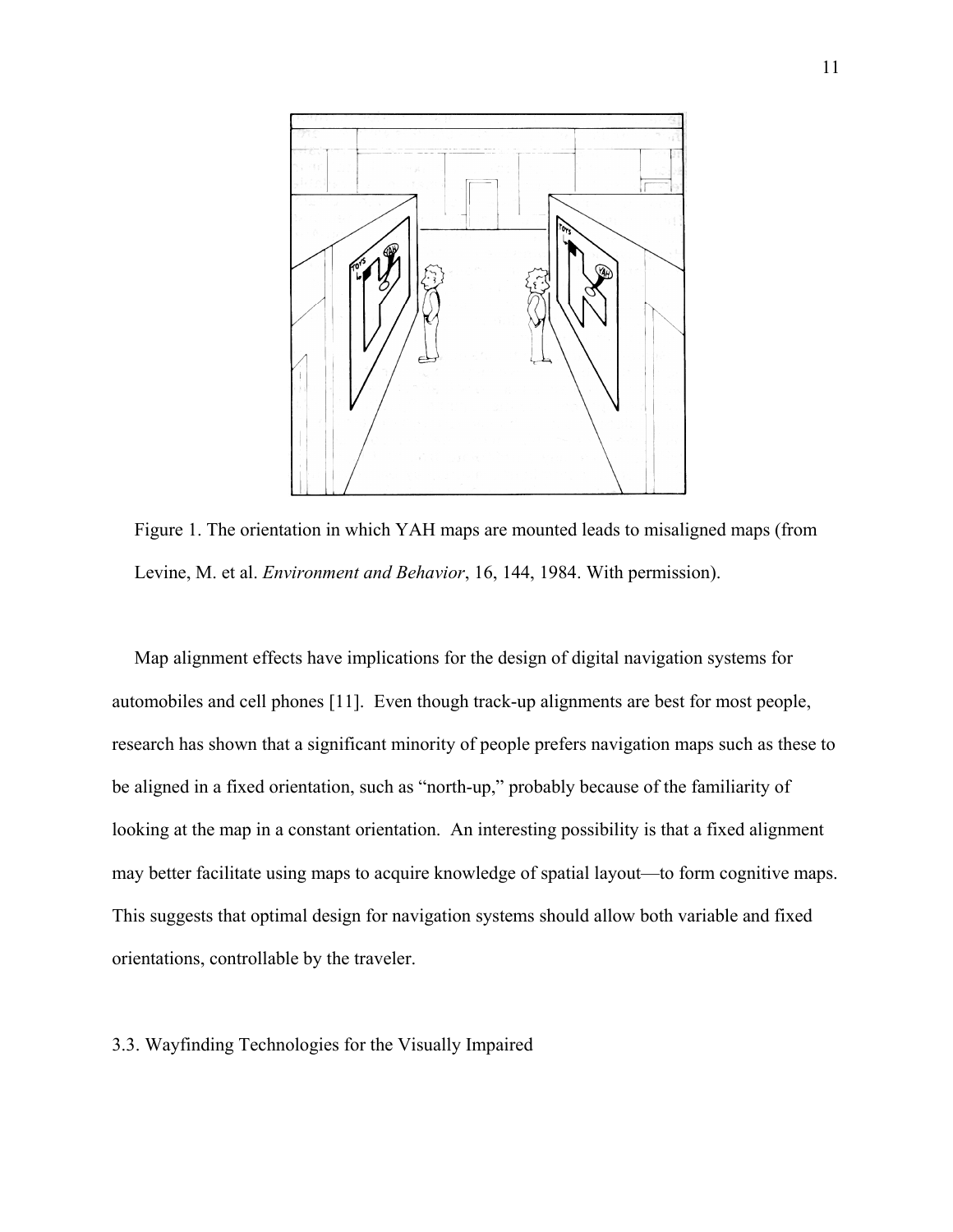Figure 1. The orientation in which YAH maps are mounted leads to misaligned maps (from Levine, M. et al. *Environment and Behavior*, 16, 144, 1984. With permission).

Map alignment effects have implications for the design of digital navigation systems for automobiles and cell phones [11]. Even though track-up alignments are best for most people, research has shown that a significant minority of people prefers navigation maps such as these to be aligned in a fixed orientation, such as "north-up," probably because of the familiarity of looking at the map in a constant orientation. An interesting possibility is that a fixed alignment may better facilitate using maps to acquire knowledge of spatial layout—to form cognitive maps. This suggests that optimal design for navigation systems should allow both variable and fixed orientations, controllable by the traveler.

### 3.3. Wayfinding Technologies for the Visually Impaired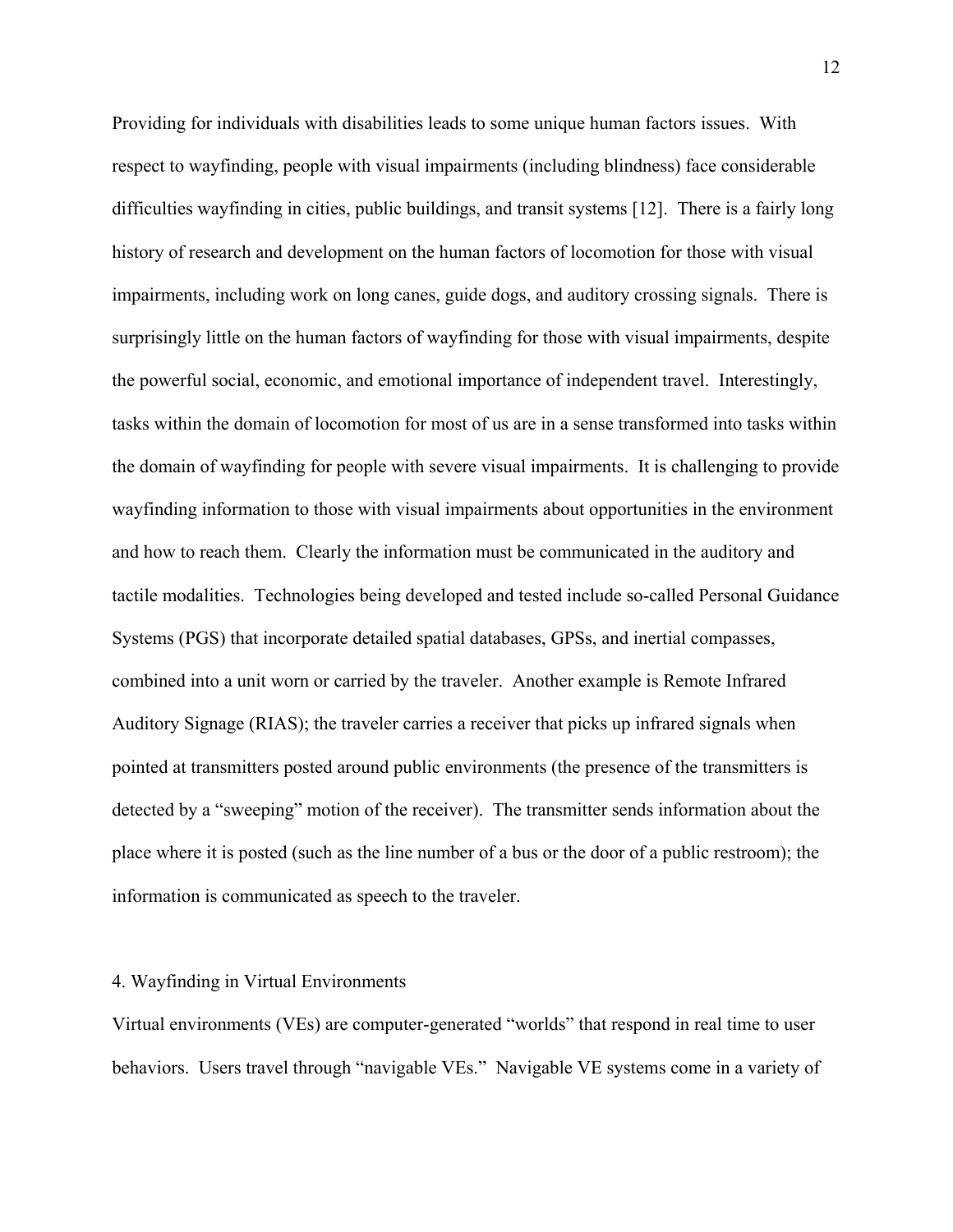Providing for individuals with disabilities leads to some unique human factors issues. With respect to wayfinding, people with visual impairments (including blindness) face considerable difficulties wayfinding in cities, public buildings, and transit systems [12]. There is a fairly long history of research and development on the human factors of locomotion for those with visual impairments, including work on long canes, guide dogs, and auditory crossing signals. There is surprisingly little on the human factors of wayfinding for those with visual impairments, despite the powerful social, economic, and emotional importance of independent travel. Interestingly, tasks within the domain of locomotion for most of us are in a sense transformed into tasks within the domain of wayfinding for people with severe visual impairments. It is challenging to provide wayfinding information to those with visual impairments about opportunities in the environment and how to reach them. Clearly the information must be communicated in the auditory and tactile modalities. Technologies being developed and tested include so-called Personal Guidance Systems (PGS) that incorporate detailed spatial databases, GPSs, and inertial compasses, combined into a unit worn or carried by the traveler. Another example is Remote Infrared Auditory Signage (RIAS); the traveler carries a receiver that picks up infrared signals when pointed at transmitters posted around public environments (the presence of the transmitters is detected by a "sweeping" motion of the receiver). The transmitter sends information about the place where it is posted (such as the line number of a bus or the door of a public restroom); the information is communicated as speech to the traveler.

## 4. Wayfinding in Virtual Environments

Virtual environments (VEs) are computer-generated "worlds" that respond in real time to user behaviors. Users travel through "navigable VEs." Navigable VE systems come in a variety of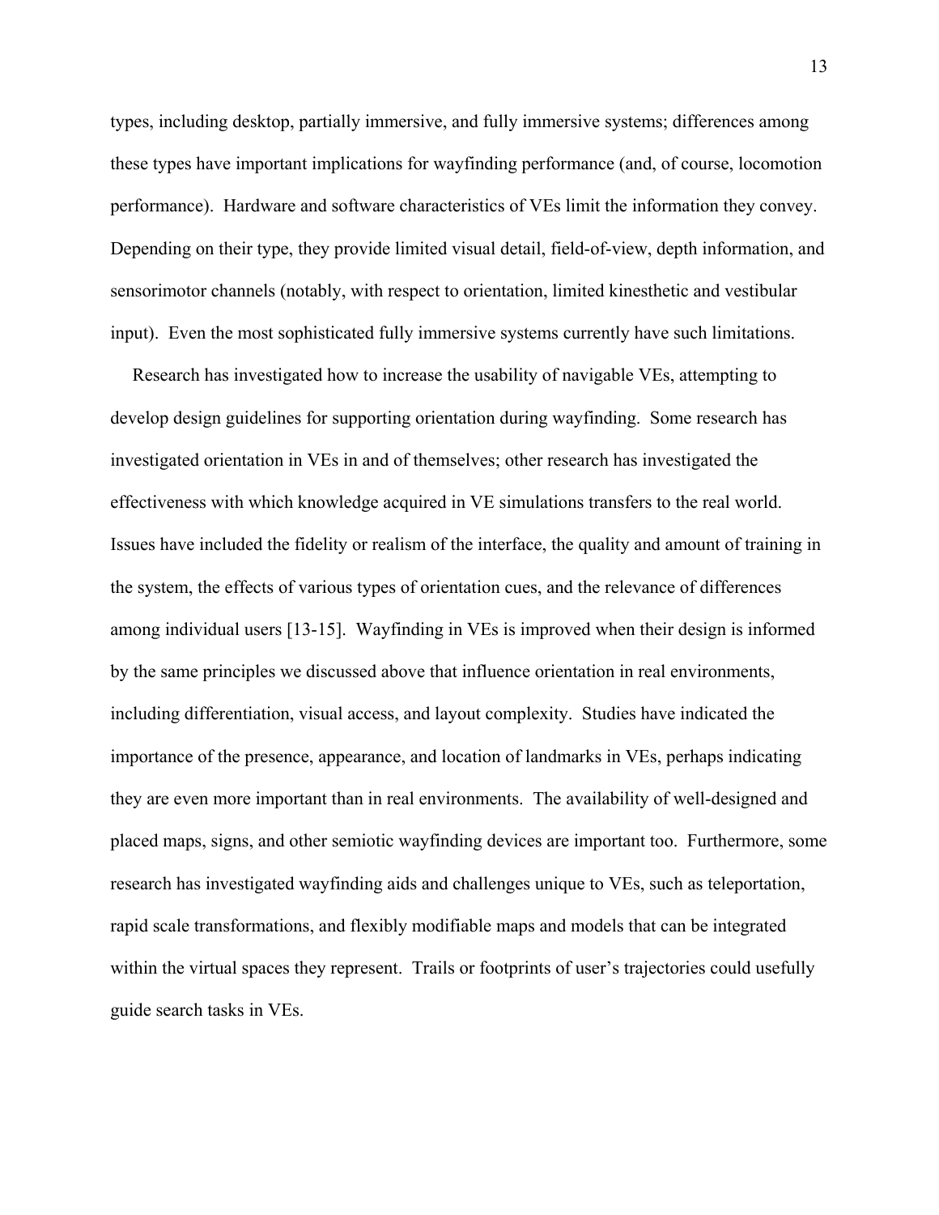types, including desktop, partially immersive, and fully immersive systems; differences among these types have important implications for wayfinding performance (and, of course, locomotion performance). Hardware and software characteristics of VEs limit the information they convey. Depending on their type, they provide limited visual detail, field-of-view, depth information, and sensorimotor channels (notably, with respect to orientation, limited kinesthetic and vestibular input). Even the most sophisticated fully immersive systems currently have such limitations.

Research has investigated how to increase the usability of navigable VEs, attempting to develop design guidelines for supporting orientation during wayfinding. Some research has investigated orientation in VEs in and of themselves; other research has investigated the effectiveness with which knowledge acquired in VE simulations transfers to the real world. Issues have included the fidelity or realism of the interface, the quality and amount of training in the system, the effects of various types of orientation cues, and the relevance of differences among individual users [13-15]. Wayfinding in VEs is improved when their design is informed by the same principles we discussed above that influence orientation in real environments, including differentiation, visual access, and layout complexity. Studies have indicated the importance of the presence, appearance, and location of landmarks in VEs, perhaps indicating they are even more important than in real environments. The availability of well-designed and placed maps, signs, and other semiotic wayfinding devices are important too. Furthermore, some research has investigated wayfinding aids and challenges unique to VEs, such as teleportation, rapid scale transformations, and flexibly modifiable maps and models that can be integrated within the virtual spaces they represent. Trails or footprints of user's trajectories could usefully guide search tasks in VEs.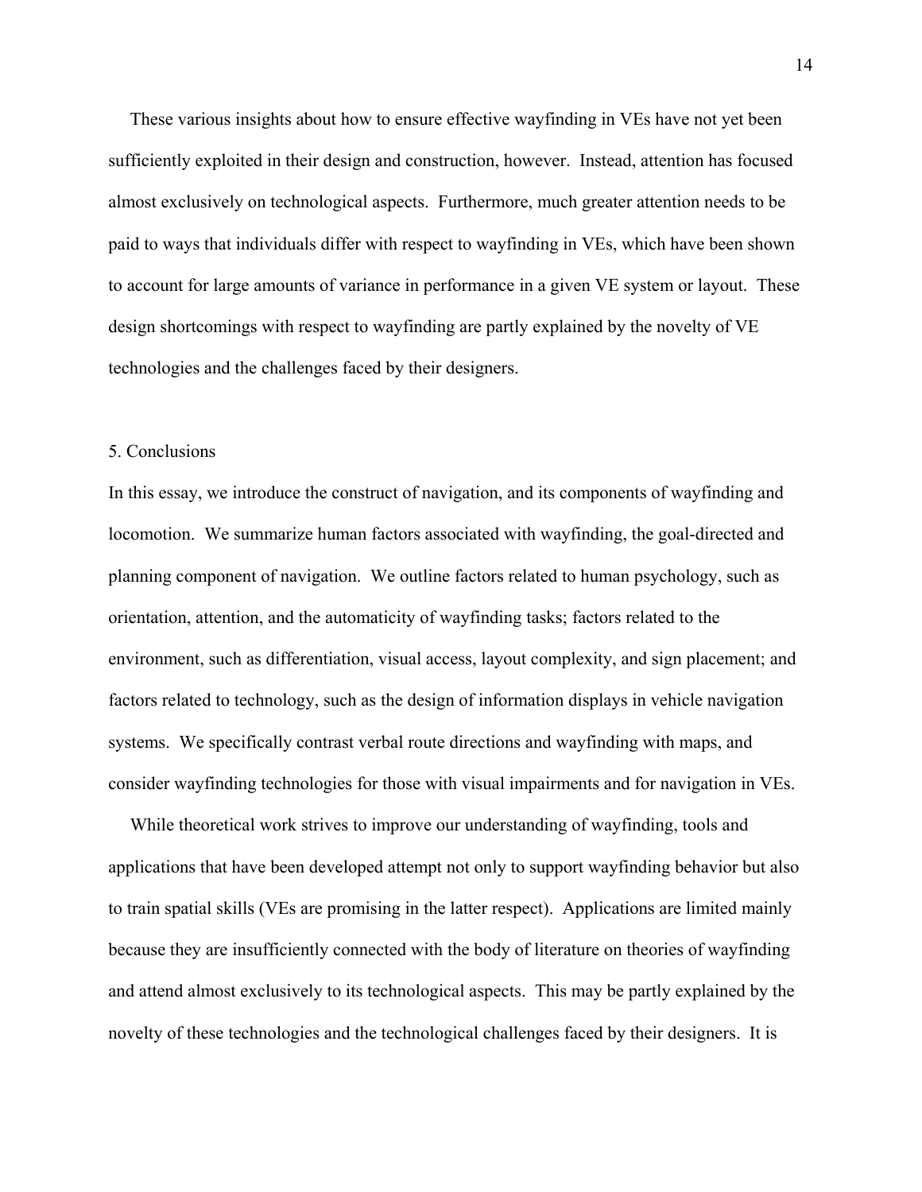These various insights about how to ensure effective wayfinding in VEs have not yet been sufficiently exploited in their design and construction, however. Instead, attention has focused almost exclusively on technological aspects. Furthermore, much greater attention needs to be paid to ways that individuals differ with respect to wayfinding in VEs, which have been shown to account for large amounts of variance in performance in a given VE system or layout. These design shortcomings with respect to wayfinding are partly explained by the novelty of VE technologies and the challenges faced by their designers.

## 5. Conclusions

In this essay, we introduce the construct of navigation, and its components of wayfinding and locomotion. We summarize human factors associated with wayfinding, the goal-directed and planning component of navigation. We outline factors related to human psychology, such as orientation, attention, and the automaticity of wayfinding tasks; factors related to the environment, such as differentiation, visual access, layout complexity, and sign placement; and factors related to technology, such as the design of information displays in vehicle navigation systems. We specifically contrast verbal route directions and wayfinding with maps, and consider wayfinding technologies for those with visual impairments and for navigation in VEs.

While theoretical work strives to improve our understanding of wayfinding, tools and applications that have been developed attempt not only to support wayfinding behavior but also to train spatial skills (VEs are promising in the latter respect). Applications are limited mainly because they are insufficiently connected with the body of literature on theories of wayfinding and attend almost exclusively to its technological aspects. This may be partly explained by the novelty of these technologies and the technological challenges faced by their designers. It is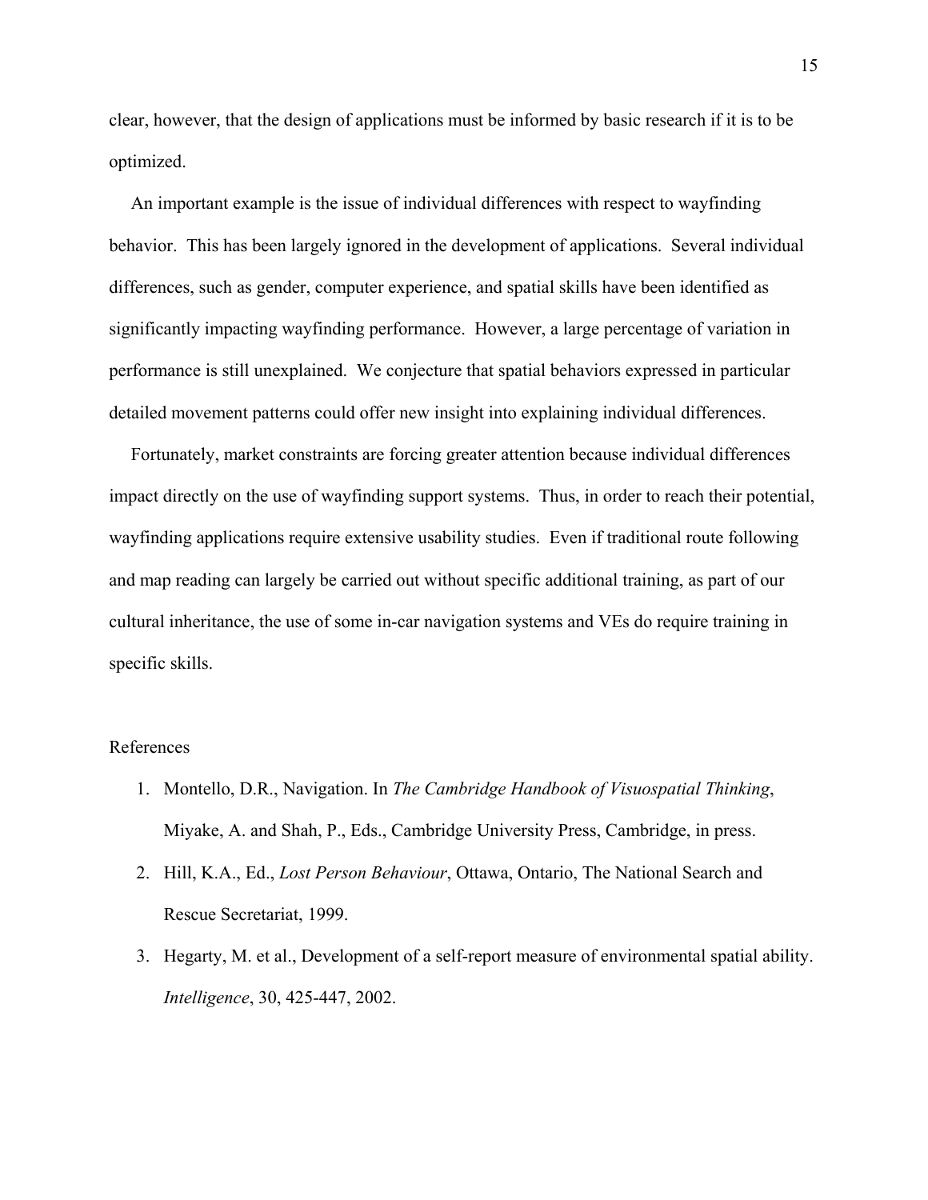clear, however, that the design of applications must be informed by basic research if it is to be optimized.

An important example is the issue of individual differences with respect to wayfinding behavior. This has been largely ignored in the development of applications. Several individual differences, such as gender, computer experience, and spatial skills have been identified as significantly impacting wayfinding performance. However, a large percentage of variation in performance is still unexplained. We conjecture that spatial behaviors expressed in particular detailed movement patterns could offer new insight into explaining individual differences.

Fortunately, market constraints are forcing greater attention because individual differences impact directly on the use of wayfinding support systems. Thus, in order to reach their potential, wayfinding applications require extensive usability studies. Even if traditional route following and map reading can largely be carried out without specific additional training, as part of our cultural inheritance, the use of some in-car navigation systems and VEs do require training in specific skills.

References

1. Montello, D.R., Navigation. In *The Cambridge Handbook of Visuospatial Thinking*, Miyake, A. and Shah, P., Eds., Cambridge University Press, Cambridge, in press.
2. Hill, K.A., Ed., *Lost Person Behaviour*, Ottawa, Ontario, The National Search and Rescue Secretariat, 1999.
3. Hegarty, M. et al., Development of a self-report measure of environmental spatial ability. *Intelligence*, 30, 425-447, 2002.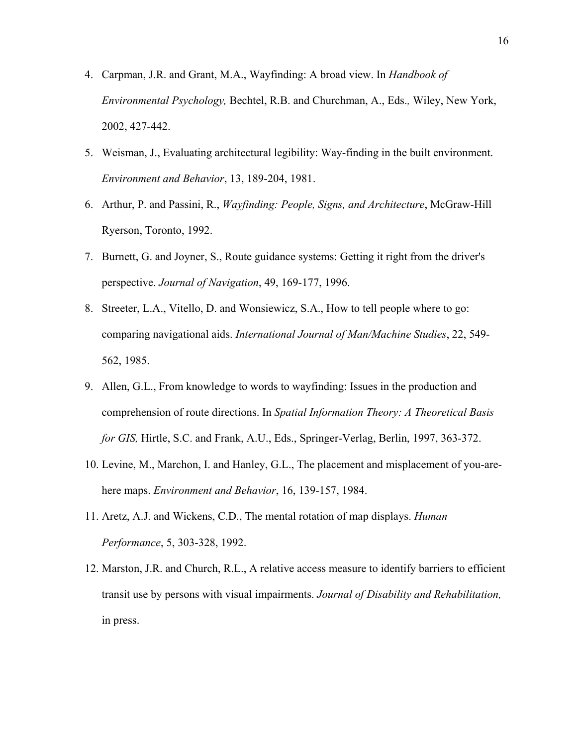4. Carpman, J.R. and Grant, M.A., Wayfinding: A broad view. In *Handbook of Environmental Psychology,* Bechtel, R.B. and Churchman, A., Eds.*,* Wiley, New York, 2002, 427-442.
5. Weisman, J., Evaluating architectural legibility: Way-finding in the built environment. *Environment and Behavior*, 13, 189-204, 1981.
6. Arthur, P. and Passini, R., *Wayfinding: People, Signs, and Architecture*, McGraw-Hill Ryerson, Toronto, 1992.
7. Burnett, G. and Joyner, S., Route guidance systems: Getting it right from the driver's perspective. *Journal of Navigation*, 49, 169-177, 1996.
8. Streeter, L.A., Vitello, D. and Wonsiewicz, S.A., How to tell people where to go: comparing navigational aids. *International Journal of Man/Machine Studies*, 22, 549-562, 1985.
9. Allen, G.L., From knowledge to words to wayfinding: Issues in the production and comprehension of route directions. In *Spatial Information Theory: A Theoretical Basis for GIS,* Hirtle, S.C. and Frank, A.U., Eds., Springer-Verlag, Berlin, 1997, 363-372.
10. Levine, M., Marchon, I. and Hanley, G.L., The placement and misplacement of you-are-here maps. *Environment and Behavior*, 16, 139-157, 1984.
11. Aretz, A.J. and Wickens, C.D., The mental rotation of map displays. *Human Performance*, 5, 303-328, 1992.
12. Marston, J.R. and Church, R.L., A relative access measure to identify barriers to efficient transit use by persons with visual impairments. *Journal of Disability and Rehabilitation,* in press.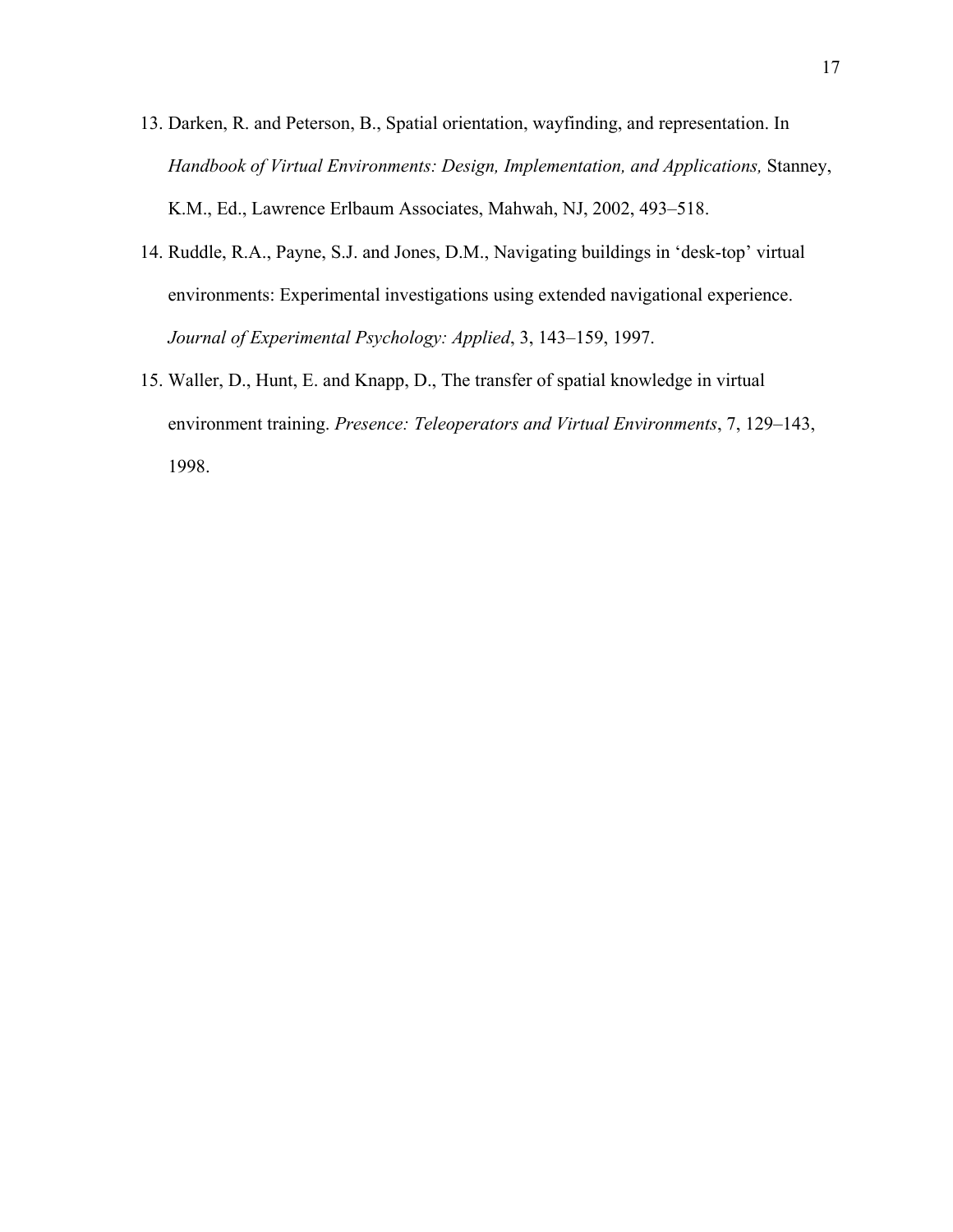13. Darken, R. and Peterson, B., Spatial orientation, wayfinding, and representation. In *Handbook of Virtual Environments: Design, Implementation, and Applications,* Stanney, K.M., Ed., Lawrence Erlbaum Associates, Mahwah, NJ, 2002, 493–518.

14. Ruddle, R.A., Payne, S.J. and Jones, D.M., Navigating buildings in 'desk-top' virtual environments: Experimental investigations using extended navigational experience. *Journal of Experimental Psychology: Applied*, 3, 143–159, 1997.

15. Waller, D., Hunt, E. and Knapp, D., The transfer of spatial knowledge in virtual environment training. *Presence: Teleoperators and Virtual Environments*, 7, 129–143, 1998.